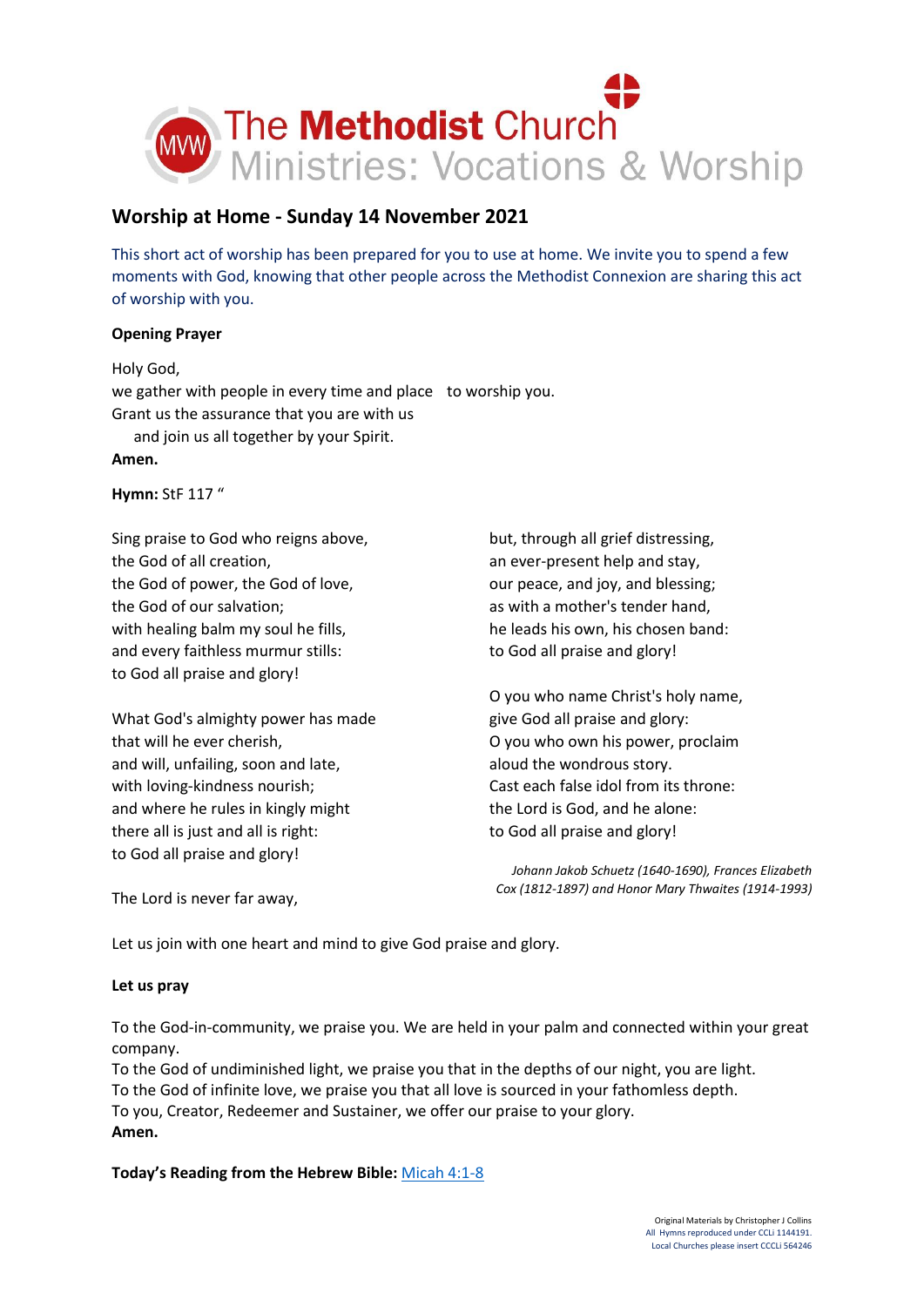The Methodist Church
Ministries: Vocations & Worship

## Worship at Home - Sunday 14 November 2021

This short act of worship has been prepared for you to use at home. We invite you to spend a few moments with God, knowing that other people across the Methodist Connexion are sharing this act of worship with you.

**Opening Prayer**

Holy God,
we gather with people in every time and place to worship you.
Grant us the assurance that you are with us
and join us all together by your Spirit.
**Amen.**

**Hymn:** StF 117 "

Sing praise to God who reigns above,
the God of all creation,
the God of power, the God of love,
the God of our salvation;
with healing balm my soul he fills,
and every faithless murmur stills:
to God all praise and glory!

What God's almighty power has made
that will he ever cherish,
and will, unfailing, soon and late,
with loving-kindness nourish;
and where he rules in kingly might
there all is just and all is right:
to God all praise and glory!

The Lord is never far away,
but, through all grief distressing,
an ever-present help and stay,
our peace, and joy, and blessing;
as with a mother's tender hand,
he leads his own, his chosen band:
to God all praise and glory!

O you who name Christ's holy name,
give God all praise and glory:
O you who own his power, proclaim
aloud the wondrous story.
Cast each false idol from its throne:
the Lord is God, and he alone:
to God all praise and glory!

*Johann Jakob Schuetz (1640-1690), Frances Elizabeth Cox (1812-1897) and Honor Mary Thwaites (1914-1993)*

Let us join with one heart and mind to give God praise and glory.

**Let us pray**

To the God-in-community, we praise you. We are held in your palm and connected within your great company.
To the God of undiminished light, we praise you that in the depths of our night, you are light.
To the God of infinite love, we praise you that all love is sourced in your fathomless depth.
To you, Creator, Redeemer and Sustainer, we offer our praise to your glory.
**Amen.**

**Today's Reading from the Hebrew Bible:** Micah 4:1-8

Original Materials by Christopher J Collins
All Hymns reproduced under CCLi 1144191.
Local Churches please insert CCCLi 564246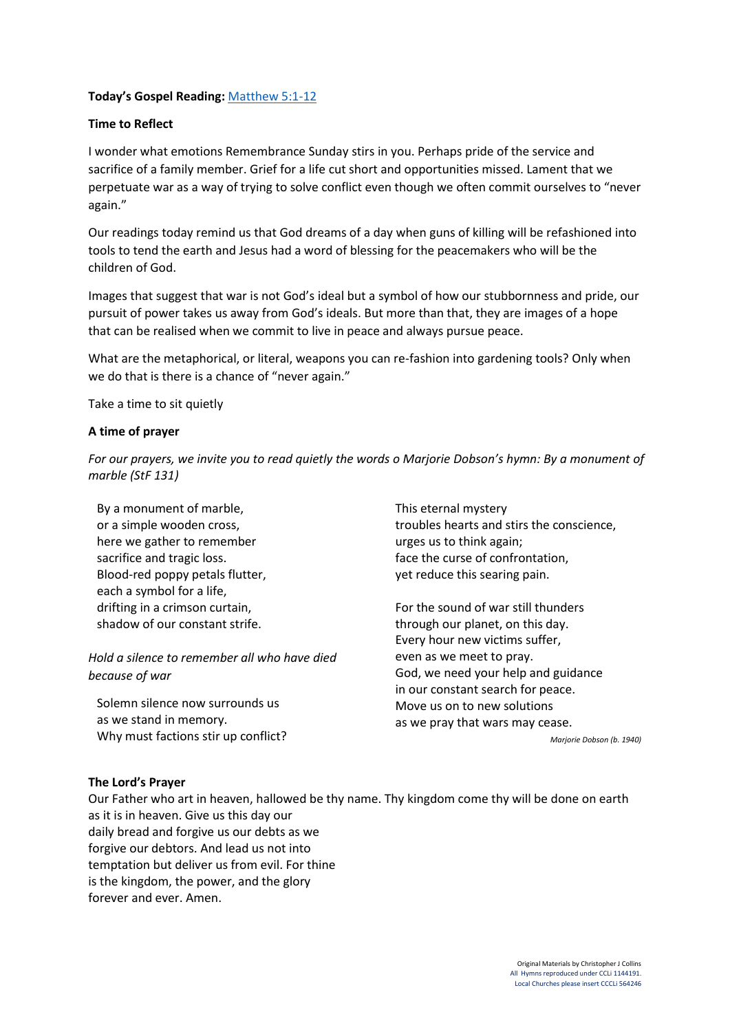**Today's Gospel Reading:** [Matthew 5:1-12]

**Time to Reflect**

I wonder what emotions Remembrance Sunday stirs in you. Perhaps pride of the service and sacrifice of a family member. Grief for a life cut short and opportunities missed. Lament that we perpetuate war as a way of trying to solve conflict even though we often commit ourselves to "never again."

Our readings today remind us that God dreams of a day when guns of killing will be refashioned into tools to tend the earth and Jesus had a word of blessing for the peacemakers who will be the children of God.

Images that suggest that war is not God's ideal but a symbol of how our stubbornness and pride, our pursuit of power takes us away from God's ideals. But more than that, they are images of a hope that can be realised when we commit to live in peace and always pursue peace.

What are the metaphorical, or literal, weapons you can re-fashion into gardening tools? Only when we do that is there is a chance of "never again."

Take a time to sit quietly

**A time of prayer**

*For our prayers, we invite you to read quietly the words o Marjorie Dobson's hymn: By a monument of marble (StF 131)*

By a monument of marble,  
or a simple wooden cross,  
here we gather to remember  
sacrifice and tragic loss.  
Blood-red poppy petals flutter,  
each a symbol for a life,  
drifting in a crimson curtain,  
shadow of our constant strife.

*Hold a silence to remember all who have died because of war*

Solemn silence now surrounds us  
as we stand in memory.  
Why must factions stir up conflict?  
This eternal mystery  
troubles hearts and stirs the conscience,  
urges us to think again;  
face the curse of confrontation,  
yet reduce this searing pain.

For the sound of war still thunders  
through our planet, on this day.  
Every hour new victims suffer,  
even as we meet to pray.  
God, we need your help and guidance  
in our constant search for peace.  
Move us on to new solutions  
as we pray that wars may cease.

*Marjorie Dobson (b. 1940)*

**The Lord's Prayer**

Our Father who art in heaven, hallowed be thy name. Thy kingdom come thy will be done on earth as it is in heaven. Give us this day our daily bread and forgive us our debts as we forgive our debtors. And lead us not into temptation but deliver us from evil. For thine is the kingdom, the power, and the glory forever and ever. Amen.

Original Materials by Christopher J Collins  
All Hymns reproduced under CCLi 1144191.  
Local Churches please insert CCCLi 564246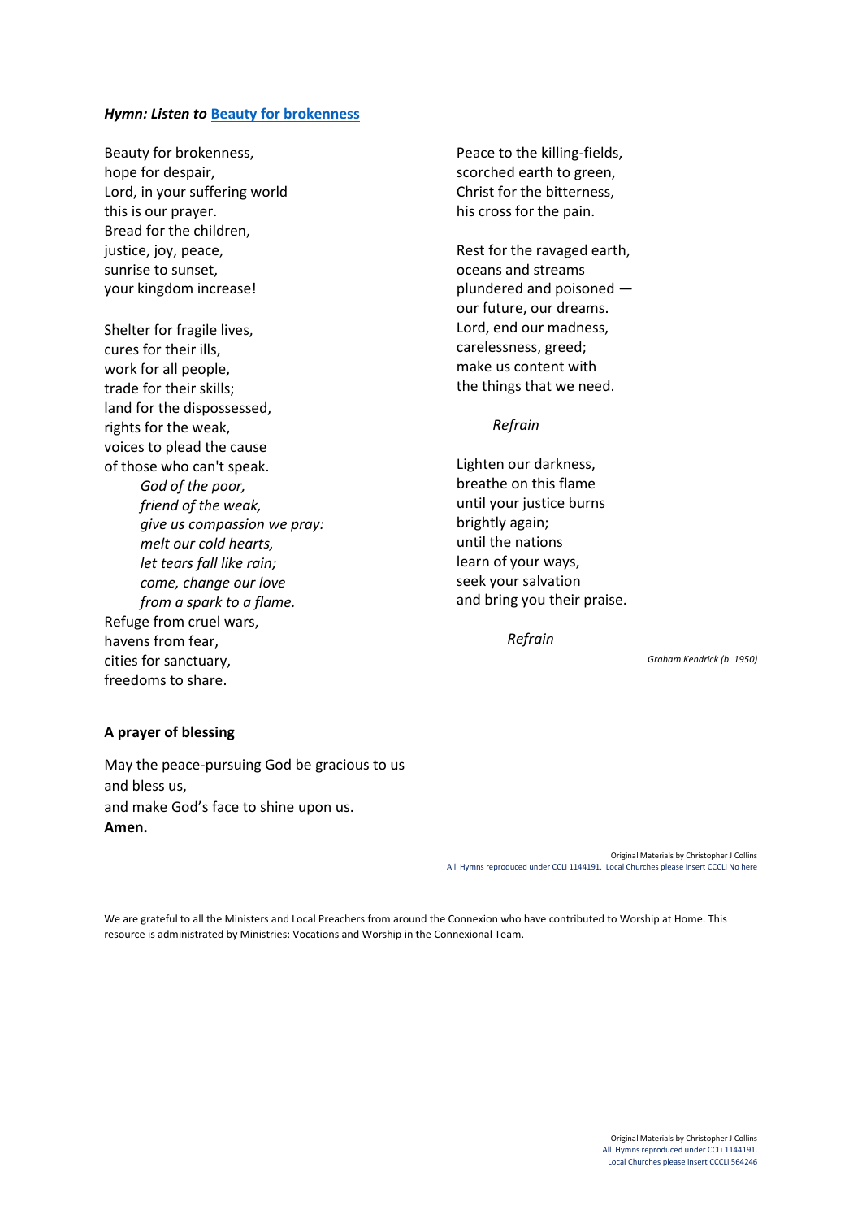***Hymn: Listen to* [Beauty for brokenness]()**

Beauty for brokenness,  
hope for despair,  
Lord, in your suffering world  
this is our prayer.  
Bread for the children,  
justice, joy, peace,  
sunrise to sunset,  
your kingdom increase!

Shelter for fragile lives,  
cures for their ills,  
work for all people,  
trade for their skills;  
land for the dispossessed,  
rights for the weak,  
voices to plead the cause  
of those who can't speak.

> *God of the poor,*  
> *friend of the weak,*  
> *give us compassion we pray:*  
> *melt our cold hearts,*  
> *let tears fall like rain;*  
> *come, change our love*  
> *from a spark to a flame.*

Refuge from cruel wars,  
havens from fear,  
cities for sanctuary,  
freedoms to share.

Peace to the killing-fields,  
scorched earth to green,  
Christ for the bitterness,  
his cross for the pain.

Rest for the ravaged earth,  
oceans and streams  
plundered and poisoned —  
our future, our dreams.  
Lord, end our madness,  
carelessness, greed;  
make us content with  
the things that we need.

*Refrain*

Lighten our darkness,  
breathe on this flame  
until your justice burns  
brightly again;  
until the nations  
learn of your ways,  
seek your salvation  
and bring you their praise.

*Refrain*

*Graham Kendrick (b. 1950)*

**A prayer of blessing**

May the peace-pursuing God be gracious to us  
and bless us,  
and make God's face to shine upon us.  
**Amen.**

Original Materials by Christopher J Collins  
All Hymns reproduced under CCLi 1144191. Local Churches please insert CCCLi No here

We are grateful to all the Ministers and Local Preachers from around the Connexion who have contributed to Worship at Home. This resource is administrated by Ministries: Vocations and Worship in the Connexional Team.